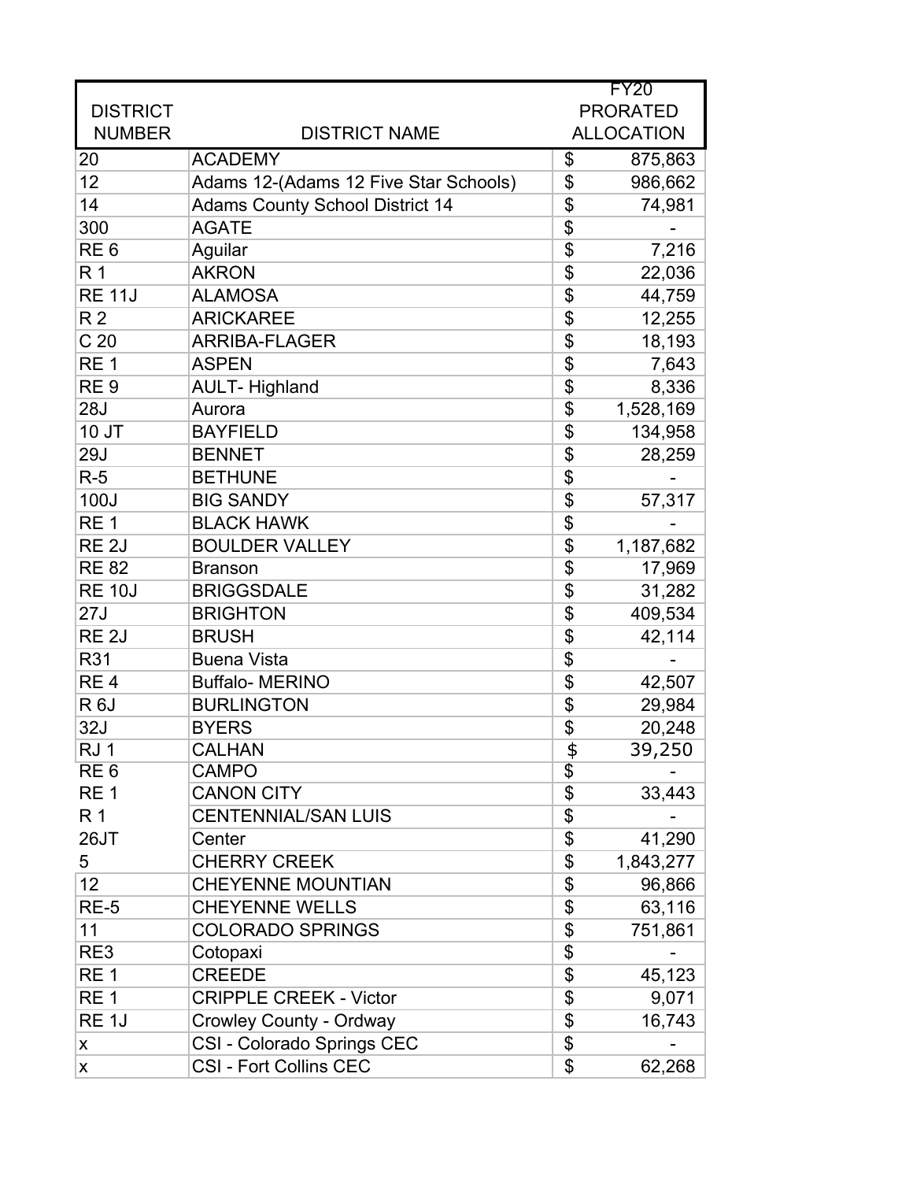| DISTRICT NUMBER | DISTRICT NAME | FY20 PRORATED ALLOCATION |
|---|---|---|
| 20 | ACADEMY | $ 875,863 |
| 12 | Adams 12-(Adams 12 Five Star Schools) | $ 986,662 |
| 14 | Adams County School District 14 | $ 74,981 |
| 300 | AGATE | $ - |
| RE 6 | Aguilar | $ 7,216 |
| R 1 | AKRON | $ 22,036 |
| RE 11J | ALAMOSA | $ 44,759 |
| R 2 | ARICKAREE | $ 12,255 |
| C 20 | ARRIBA-FLAGER | $ 18,193 |
| RE 1 | ASPEN | $ 7,643 |
| RE 9 | AULT- Highland | $ 8,336 |
| 28J | Aurora | $ 1,528,169 |
| 10 JT | BAYFIELD | $ 134,958 |
| 29J | BENNET | $ 28,259 |
| R-5 | BETHUNE | $ - |
| 100J | BIG SANDY | $ 57,317 |
| RE 1 | BLACK HAWK | $ - |
| RE 2J | BOULDER VALLEY | $ 1,187,682 |
| RE 82 | Branson | $ 17,969 |
| RE 10J | BRIGGSDALE | $ 31,282 |
| 27J | BRIGHTON | $ 409,534 |
| RE 2J | BRUSH | $ 42,114 |
| R31 | Buena Vista | $ - |
| RE 4 | Buffalo- MERINO | $ 42,507 |
| R 6J | BURLINGTON | $ 29,984 |
| 32J | BYERS | $ 20,248 |
| RJ 1 | CALHAN | $ 39,250 |
| RE 6 | CAMPO | $ - |
| RE 1 | CANON CITY | $ 33,443 |
| R 1 | CENTENNIAL/SAN LUIS | $ - |
| 26JT | Center | $ 41,290 |
| 5 | CHERRY CREEK | $ 1,843,277 |
| 12 | CHEYENNE MOUNTIAN | $ 96,866 |
| RE-5 | CHEYENNE WELLS | $ 63,116 |
| 11 | COLORADO SPRINGS | $ 751,861 |
| RE3 | Cotopaxi | $ - |
| RE 1 | CREEDE | $ 45,123 |
| RE 1 | CRIPPLE CREEK - Victor | $ 9,071 |
| RE 1J | Crowley County - Ordway | $ 16,743 |
| x | CSI - Colorado Springs CEC | $ - |
| x | CSI - Fort Collins CEC | $ 62,268 |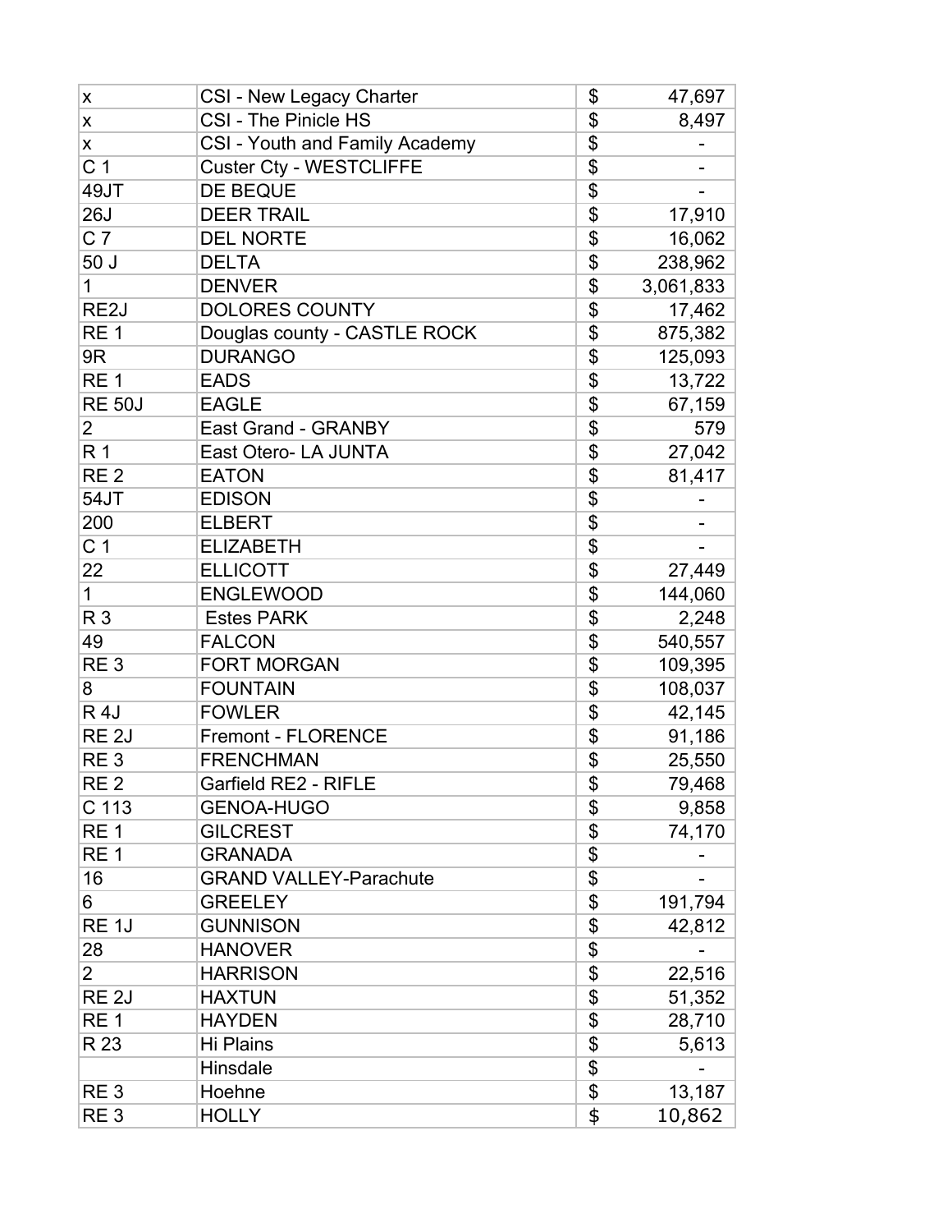| x | CSI - New Legacy Charter | $ | 47,697 |
|---|---|---|---|
| x | CSI - The Pinicle HS | $ | 8,497 |
| x | CSI - Youth and Family Academy | $ | - |
| C 1 | Custer Cty - WESTCLIFFE | $ | - |
| 49JT | DE BEQUE | $ | - |
| 26J | DEER TRAIL | $ | 17,910 |
| C 7 | DEL NORTE | $ | 16,062 |
| 50 J | DELTA | $ | 238,962 |
| 1 | DENVER | $ | 3,061,833 |
| RE2J | DOLORES COUNTY | $ | 17,462 |
| RE 1 | Douglas county - CASTLE ROCK | $ | 875,382 |
| 9R | DURANGO | $ | 125,093 |
| RE 1 | EADS | $ | 13,722 |
| RE 50J | EAGLE | $ | 67,159 |
| 2 | East Grand - GRANBY | $ | 579 |
| R 1 | East Otero- LA JUNTA | $ | 27,042 |
| RE 2 | EATON | $ | 81,417 |
| 54JT | EDISON | $ | - |
| 200 | ELBERT | $ | - |
| C 1 | ELIZABETH | $ | - |
| 22 | ELLICOTT | $ | 27,449 |
| 1 | ENGLEWOOD | $ | 144,060 |
| R 3 | Estes PARK | $ | 2,248 |
| 49 | FALCON | $ | 540,557 |
| RE 3 | FORT MORGAN | $ | 109,395 |
| 8 | FOUNTAIN | $ | 108,037 |
| R 4J | FOWLER | $ | 42,145 |
| RE 2J | Fremont - FLORENCE | $ | 91,186 |
| RE 3 | FRENCHMAN | $ | 25,550 |
| RE 2 | Garfield RE2 - RIFLE | $ | 79,468 |
| C 113 | GENOA-HUGO | $ | 9,858 |
| RE 1 | GILCREST | $ | 74,170 |
| RE 1 | GRANADA | $ | - |
| 16 | GRAND VALLEY-Parachute | $ | - |
| 6 | GREELEY | $ | 191,794 |
| RE 1J | GUNNISON | $ | 42,812 |
| 28 | HANOVER | $ | - |
| 2 | HARRISON | $ | 22,516 |
| RE 2J | HAXTUN | $ | 51,352 |
| RE 1 | HAYDEN | $ | 28,710 |
| R 23 | Hi Plains | $ | 5,613 |
| | Hinsdale | $ | - |
| RE 3 | Hoehne | $ | 13,187 |
| RE 3 | HOLLY | $ | 10,862 |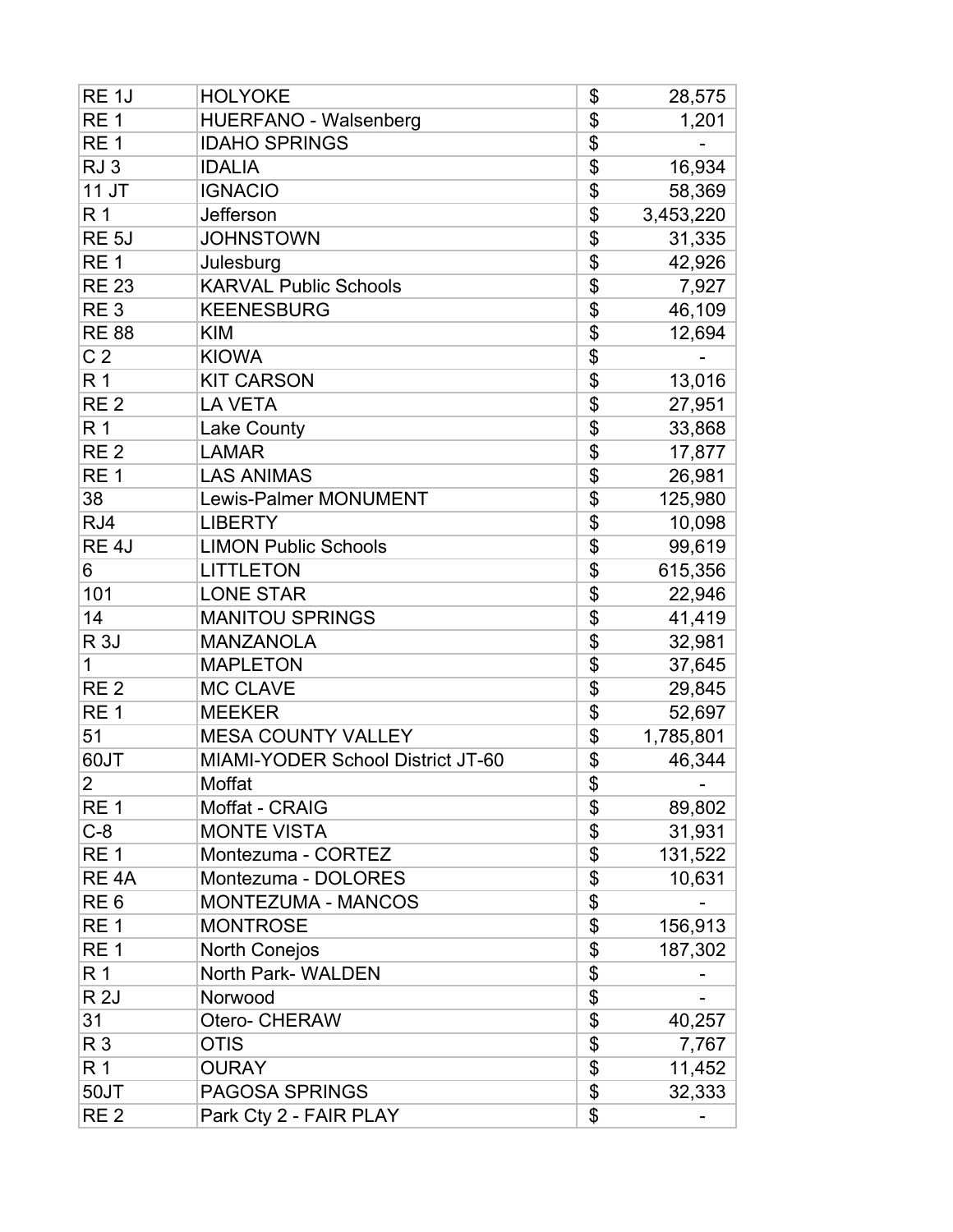| RE 1J | HOLYOKE | $ | 28,575 |
|---|---|---|---|
| RE 1 | HUERFANO - Walsenberg | $ | 1,201 |
| RE 1 | IDAHO SPRINGS | $ | - |
| RJ 3 | IDALIA | $ | 16,934 |
| 11 JT | IGNACIO | $ | 58,369 |
| R 1 | Jefferson | $ | 3,453,220 |
| RE 5J | JOHNSTOWN | $ | 31,335 |
| RE 1 | Julesburg | $ | 42,926 |
| RE 23 | KARVAL Public Schools | $ | 7,927 |
| RE 3 | KEENESBURG | $ | 46,109 |
| RE 88 | KIM | $ | 12,694 |
| C 2 | KIOWA | $ | - |
| R 1 | KIT CARSON | $ | 13,016 |
| RE 2 | LA VETA | $ | 27,951 |
| R 1 | Lake County | $ | 33,868 |
| RE 2 | LAMAR | $ | 17,877 |
| RE 1 | LAS ANIMAS | $ | 26,981 |
| 38 | Lewis-Palmer MONUMENT | $ | 125,980 |
| RJ4 | LIBERTY | $ | 10,098 |
| RE 4J | LIMON Public Schools | $ | 99,619 |
| 6 | LITTLETON | $ | 615,356 |
| 101 | LONE STAR | $ | 22,946 |
| 14 | MANITOU SPRINGS | $ | 41,419 |
| R 3J | MANZANOLA | $ | 32,981 |
| 1 | MAPLETON | $ | 37,645 |
| RE 2 | MC CLAVE | $ | 29,845 |
| RE 1 | MEEKER | $ | 52,697 |
| 51 | MESA COUNTY VALLEY | $ | 1,785,801 |
| 60JT | MIAMI-YODER School District JT-60 | $ | 46,344 |
| 2 | Moffat | $ | - |
| RE 1 | Moffat - CRAIG | $ | 89,802 |
| C-8 | MONTE VISTA | $ | 31,931 |
| RE 1 | Montezuma - CORTEZ | $ | 131,522 |
| RE 4A | Montezuma - DOLORES | $ | 10,631 |
| RE 6 | MONTEZUMA - MANCOS | $ | - |
| RE 1 | MONTROSE | $ | 156,913 |
| RE 1 | North Conejos | $ | 187,302 |
| R 1 | North Park- WALDEN | $ | - |
| R 2J | Norwood | $ | - |
| 31 | Otero- CHERAW | $ | 40,257 |
| R 3 | OTIS | $ | 7,767 |
| R 1 | OURAY | $ | 11,452 |
| 50JT | PAGOSA SPRINGS | $ | 32,333 |
| RE 2 | Park Cty 2 - FAIR PLAY | $ | - |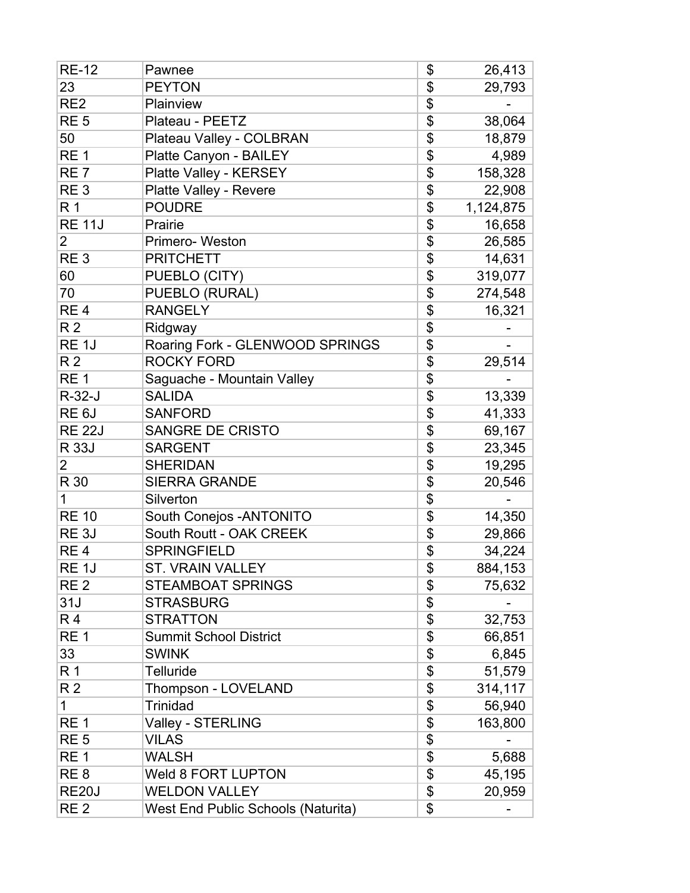| | | | |
|---|---|---|---|
| RE-12 | Pawnee | $ | 26,413 |
| 23 | PEYTON | $ | 29,793 |
| RE2 | Plainview | $ | - |
| RE 5 | Plateau - PEETZ | $ | 38,064 |
| 50 | Plateau Valley - COLBRAN | $ | 18,879 |
| RE 1 | Platte Canyon - BAILEY | $ | 4,989 |
| RE 7 | Platte Valley - KERSEY | $ | 158,328 |
| RE 3 | Platte Valley - Revere | $ | 22,908 |
| R 1 | POUDRE | $ | 1,124,875 |
| RE 11J | Prairie | $ | 16,658 |
| 2 | Primero- Weston | $ | 26,585 |
| RE 3 | PRITCHETT | $ | 14,631 |
| 60 | PUEBLO (CITY) | $ | 319,077 |
| 70 | PUEBLO (RURAL) | $ | 274,548 |
| RE 4 | RANGELY | $ | 16,321 |
| R 2 | Ridgway | $ | - |
| RE 1J | Roaring Fork - GLENWOOD SPRINGS | $ | - |
| R 2 | ROCKY FORD | $ | 29,514 |
| RE 1 | Saguache - Mountain Valley | $ | - |
| R-32-J | SALIDA | $ | 13,339 |
| RE 6J | SANFORD | $ | 41,333 |
| RE 22J | SANGRE DE CRISTO | $ | 69,167 |
| R 33J | SARGENT | $ | 23,345 |
| 2 | SHERIDAN | $ | 19,295 |
| R 30 | SIERRA GRANDE | $ | 20,546 |
| 1 | Silverton | $ | - |
| RE 10 | South Conejos -ANTONITO | $ | 14,350 |
| RE 3J | South Routt - OAK CREEK | $ | 29,866 |
| RE 4 | SPRINGFIELD | $ | 34,224 |
| RE 1J | ST. VRAIN VALLEY | $ | 884,153 |
| RE 2 | STEAMBOAT SPRINGS | $ | 75,632 |
| 31J | STRASBURG | $ | - |
| R 4 | STRATTON | $ | 32,753 |
| RE 1 | Summit School District | $ | 66,851 |
| 33 | SWINK | $ | 6,845 |
| R 1 | Telluride | $ | 51,579 |
| R 2 | Thompson - LOVELAND | $ | 314,117 |
| 1 | Trinidad | $ | 56,940 |
| RE 1 | Valley - STERLING | $ | 163,800 |
| RE 5 | VILAS | $ | - |
| RE 1 | WALSH | $ | 5,688 |
| RE 8 | Weld 8 FORT LUPTON | $ | 45,195 |
| RE20J | WELDON VALLEY | $ | 20,959 |
| RE 2 | West End Public Schools (Naturita) | $ | - |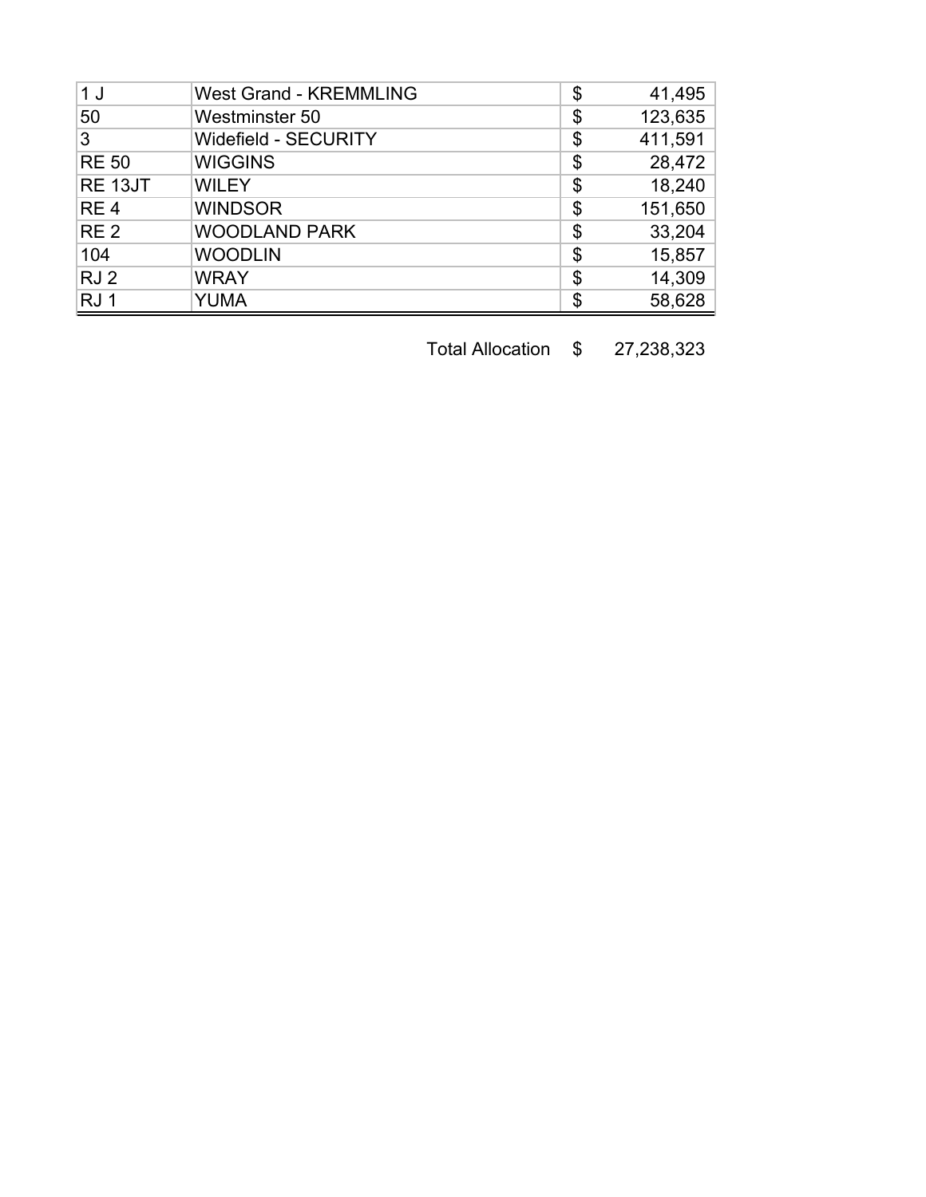| | | | |
|---|---|---|---|
| 1 J | West Grand - KREMMLING | $ | 41,495 |
| 50 | Westminster 50 | $ | 123,635 |
| 3 | Widefield - SECURITY | $ | 411,591 |
| RE 50 | WIGGINS | $ | 28,472 |
| RE 13JT | WILEY | $ | 18,240 |
| RE 4 | WINDSOR | $ | 151,650 |
| RE 2 | WOODLAND PARK | $ | 33,204 |
| 104 | WOODLIN | $ | 15,857 |
| RJ 2 | WRAY | $ | 14,309 |
| RJ 1 | YUMA | $ | 58,628 |

Total Allocation $ 27,238,323